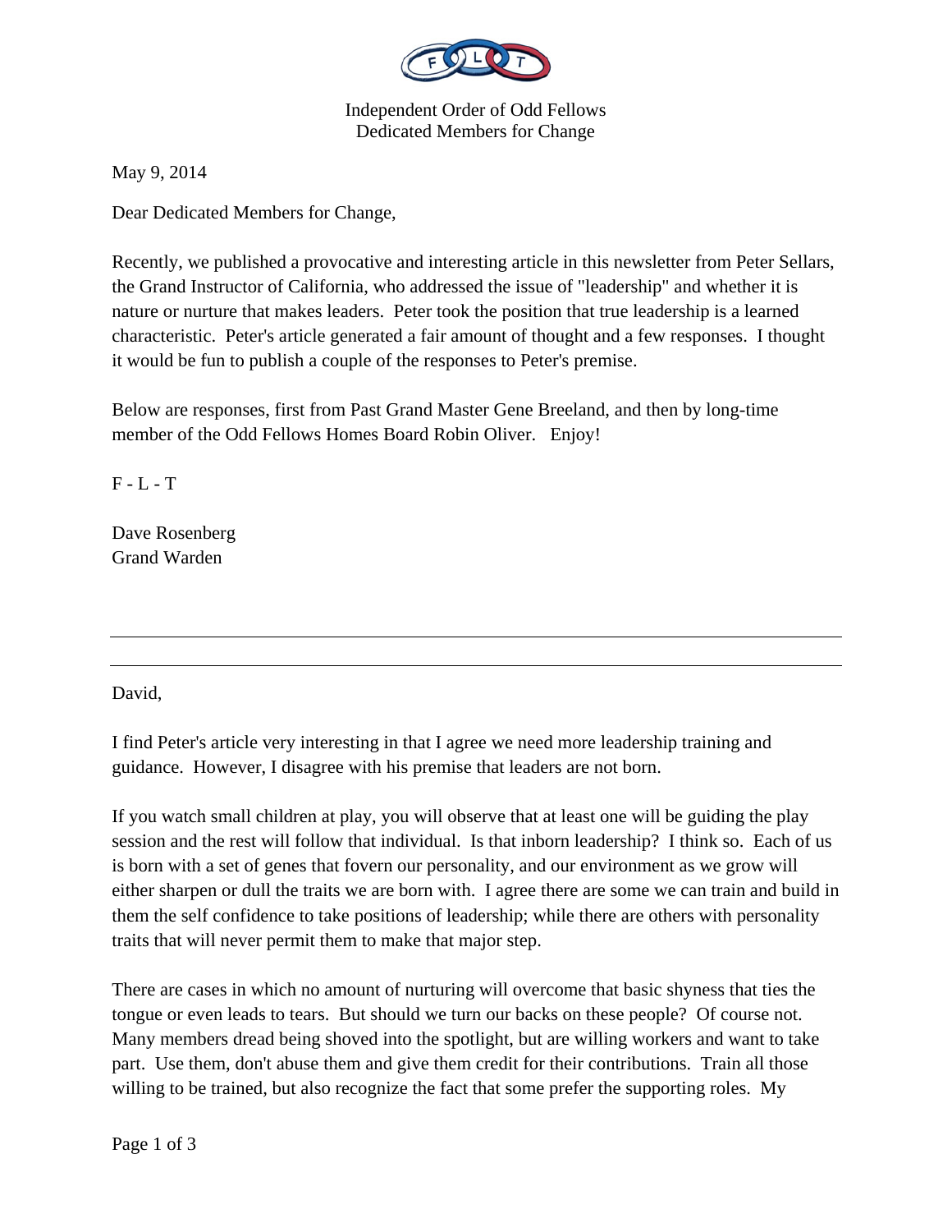Independent Order of Odd Fellows
Dedicated Members for Change

May 9, 2014

Dear Dedicated Members for Change,

Recently, we published a provocative and interesting article in this newsletter from Peter Sellars, the Grand Instructor of California, who addressed the issue of "leadership" and whether it is nature or nurture that makes leaders. Peter took the position that true leadership is a learned characteristic. Peter's article generated a fair amount of thought and a few responses. I thought it would be fun to publish a couple of the responses to Peter's premise.

Below are responses, first from Past Grand Master Gene Breeland, and then by long-time member of the Odd Fellows Homes Board Robin Oliver. Enjoy!

F - L - T

Dave Rosenberg
Grand Warden

---

---

David,

I find Peter's article very interesting in that I agree we need more leadership training and guidance. However, I disagree with his premise that leaders are not born.

If you watch small children at play, you will observe that at least one will be guiding the play session and the rest will follow that individual. Is that inborn leadership? I think so. Each of us is born with a set of genes that fovern our personality, and our environment as we grow will either sharpen or dull the traits we are born with. I agree there are some we can train and build in them the self confidence to take positions of leadership; while there are others with personality traits that will never permit them to make that major step.

There are cases in which no amount of nurturing will overcome that basic shyness that ties the tongue or even leads to tears. But should we turn our backs on these people? Of course not. Many members dread being shoved into the spotlight, but are willing workers and want to take part. Use them, don't abuse them and give them credit for their contributions. Train all those willing to be trained, but also recognize the fact that some prefer the supporting roles. My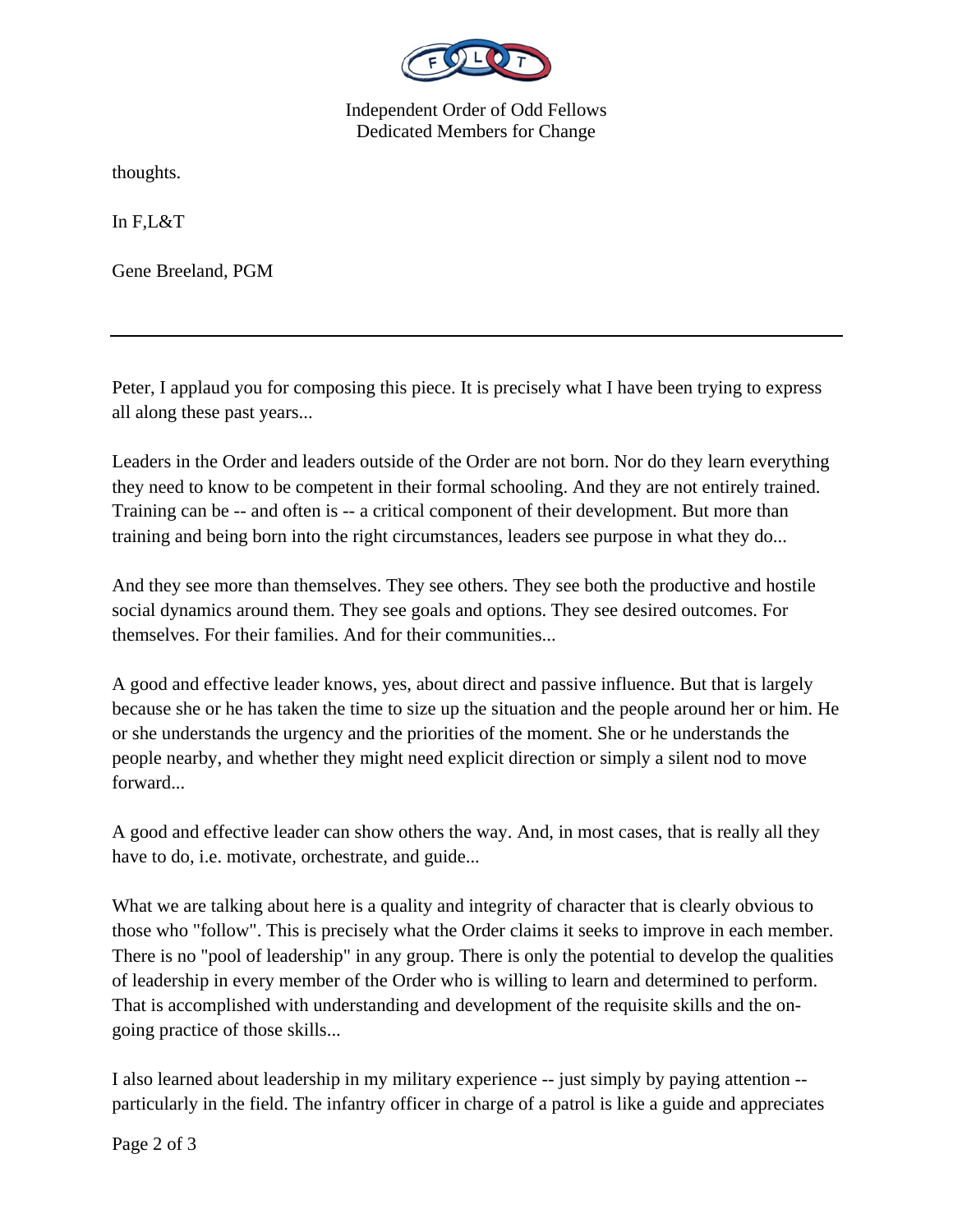thoughts.

In F,L&T

Gene Breeland, PGM

---

Peter, I applaud you for composing this piece. It is precisely what I have been trying to express all along these past years...

Leaders in the Order and leaders outside of the Order are not born. Nor do they learn everything they need to know to be competent in their formal schooling. And they are not entirely trained. Training can be -- and often is -- a critical component of their development. But more than training and being born into the right circumstances, leaders see purpose in what they do...

And they see more than themselves. They see others. They see both the productive and hostile social dynamics around them. They see goals and options. They see desired outcomes. For themselves. For their families. And for their communities...

A good and effective leader knows, yes, about direct and passive influence. But that is largely because she or he has taken the time to size up the situation and the people around her or him. He or she understands the urgency and the priorities of the moment. She or he understands the people nearby, and whether they might need explicit direction or simply a silent nod to move forward...

A good and effective leader can show others the way. And, in most cases, that is really all they have to do, i.e. motivate, orchestrate, and guide...

What we are talking about here is a quality and integrity of character that is clearly obvious to those who "follow". This is precisely what the Order claims it seeks to improve in each member. There is no "pool of leadership" in any group. There is only the potential to develop the qualities of leadership in every member of the Order who is willing to learn and determined to perform. That is accomplished with understanding and development of the requisite skills and the on-going practice of those skills...

I also learned about leadership in my military experience -- just simply by paying attention -- particularly in the field. The infantry officer in charge of a patrol is like a guide and appreciates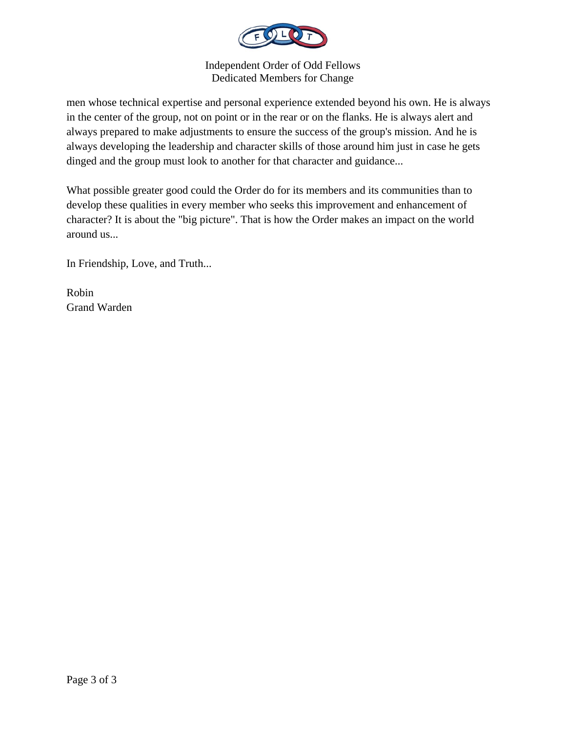men whose technical expertise and personal experience extended beyond his own. He is always in the center of the group, not on point or in the rear or on the flanks. He is always alert and always prepared to make adjustments to ensure the success of the group's mission. And he is always developing the leadership and character skills of those around him just in case he gets dinged and the group must look to another for that character and guidance...

What possible greater good could the Order do for its members and its communities than to develop these qualities in every member who seeks this improvement and enhancement of character? It is about the "big picture". That is how the Order makes an impact on the world around us...

In Friendship, Love, and Truth...

Robin
Grand Warden